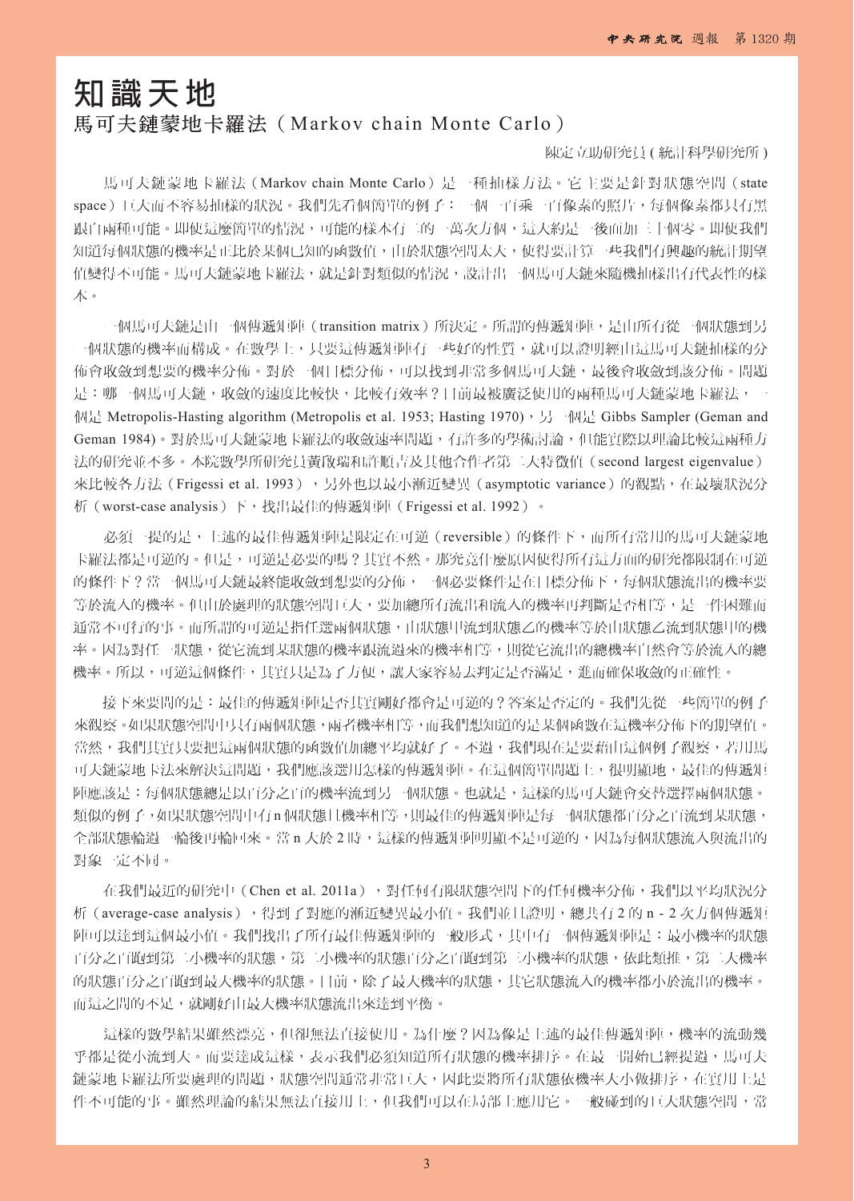# 知識天地

## 馬可夫鏈蒙地卡羅法（Markov chain Monte Carlo）

陳定立助研究員(統計科學研究所)

馬可夫鏈蒙地卡羅法（Markov chain Monte Carlo）是一種抽樣方法。它主要是針對狀態空間（state space）巨大而不容易抽樣的狀況。我們先看個簡單的例子：一個一百乘一百像素的照片，每個像素都只有黑跟白兩種可能。即使這麼簡單的情況，可能的樣本有二的一萬次方個，這大約是一後面加三千個零。即使我們知道每個狀態的機率是正比於某個已知的函數值，由於狀態空間太大，使得要計算一些我們有興趣的統計期望值變得不可能。馬可夫鏈蒙地卡羅法，就是針對類似的情況，設計出一個馬可夫鏈來隨機抽樣出有代表性的樣本。

一個馬可夫鏈是由一個傳遞矩陣（transition matrix）所決定。所謂的傳遞矩陣，是由所有從一個狀態到另一個狀態的機率而構成。在數學上，只要這傳遞矩陣有一些好的性質，就可以證明經由這馬可夫鏈抽樣的分佈會收斂到想要的機率分佈。對於一個目標分佈，可以找到非常多個馬可夫鏈，最後會收斂到該分佈。問題是：哪一個馬可夫鏈，收斂的速度比較快，比較有效率？目前最被廣泛使用的兩種馬可夫鏈蒙地卡羅法，一個是 Metropolis-Hasting algorithm (Metropolis et al. 1953; Hasting 1970)，另一個是 Gibbs Sampler (Geman and Geman 1984)。對於馬可夫鏈蒙地卡羅法的收斂速率問題，有許多的學術討論，但能實際以理論比較這兩種方法的研究並不多。本院數學所研究員黃啟瑞和許順吉及其他合作者第二大特徵值（second largest eigenvalue）來比較各方法（Frigessi et al. 1993），另外也以最小漸近變異（asymptotic variance）的觀點，在最壞狀況分析（worst-case analysis）下，找出最佳的傳遞矩陣（Frigessi et al. 1992）。

必須一提的是，上述的最佳傳遞矩陣是限定在可逆（reversible）的條件下，而所有常用的馬可夫鏈蒙地卡羅法都是可逆的。但是，可逆是必要的嗎？其實不然。那究竟什麼原因使得所有這方面的研究都限制在可逆的條件下？當一個馬可夫鏈最終能收斂到想要的分佈，一個必要條件是在目標分佈下，每個狀態流出的機率要等於流入的機率。但由於處理的狀態空間巨大，要加總所有流出和流入的機率再判斷是否相等，是一件困難而通常不可行的事。而所謂的可逆是指任選兩個狀態，由狀態甲流到狀態乙的機率等於由狀態乙流到狀態甲的機率。因為對任一狀態，從它流到某狀態的機率跟流過來的機率相等，則從它流出的總機率自然會等於流入的總機率。所以，可逆這個條件，其實只是為了方便，讓大家容易去判定是否滿足，進而確保收斂的正確性。

接下來要問的是：最佳的傳遞矩陣是否其實剛好都會是可逆的？答案是否定的。我們先從一些簡單的例子來觀察。如果狀態空間中只有兩個狀態，兩者機率相等，而我們想知道的是某個函數在這機率分佈下的期望值。當然，我們其實只要把這兩個狀態的函數值加總平均就好了。不過，我們現在是要藉由這個例子觀察，若用馬可夫鏈蒙地卡羅法來解決這問題，我們應該選用怎樣的傳遞矩陣。在這個簡單問題上，很明顯地，最佳的傳遞矩陣應該是：每個狀態總是以百分之百的機率流到另一個狀態。也就是，這樣的馬可夫鏈會交替選擇兩個狀態。類似的例子，如果狀態空間中有 n 個狀態且機率相等，則最佳的傳遞矩陣是每一個狀態都百分之百流到某狀態，全部狀態輪過一輪後再輪回來。當 n 大於 2 時，這樣的傳遞矩陣明顯不是可逆的，因為每個狀態流入與流出的對象一定不同。

在我們最近的研究中（Chen et al. 2011a），對任何有限狀態空間下的任何機率分佈，我們以平均狀況分析（average-case analysis），得到了對應的漸近變異最小值。我們並且證明，總共有 2 的 n - 2 次方個傳遞矩陣可以達到這個最小值。我們找出了所有最佳傳遞矩陣的一般形式，其中有一個傳遞矩陣是：最小機率的狀態百分之百跑到第二小機率的狀態，第二小機率的狀態百分之百跑到第三小機率的狀態，依此類推，第二大機率的狀態百分之百跑到最大機率的狀態。目前，除了最大機率的狀態，其它狀態流入的機率都小於流出的機率。而這之間的不足，就剛好由最大機率狀態流出來達到平衡。

這樣的數學結果雖然漂亮，但卻無法直接使用。為什麼？因為像是上述的最佳傳遞矩陣，機率的流動幾乎都是從小流到大。而要達成這樣，表示我們必須知道所有狀態的機率排序。在最一開始已經提過，馬可夫鏈蒙地卡羅法所要處理的問題，狀態空間通常非常巨大，因此要將所有狀態依機率大小做排序，在實用上是件不可能的事。雖然理論的結果無法直接用上，但我們可以在局部上應用它。一般碰到的巨大狀態空間，常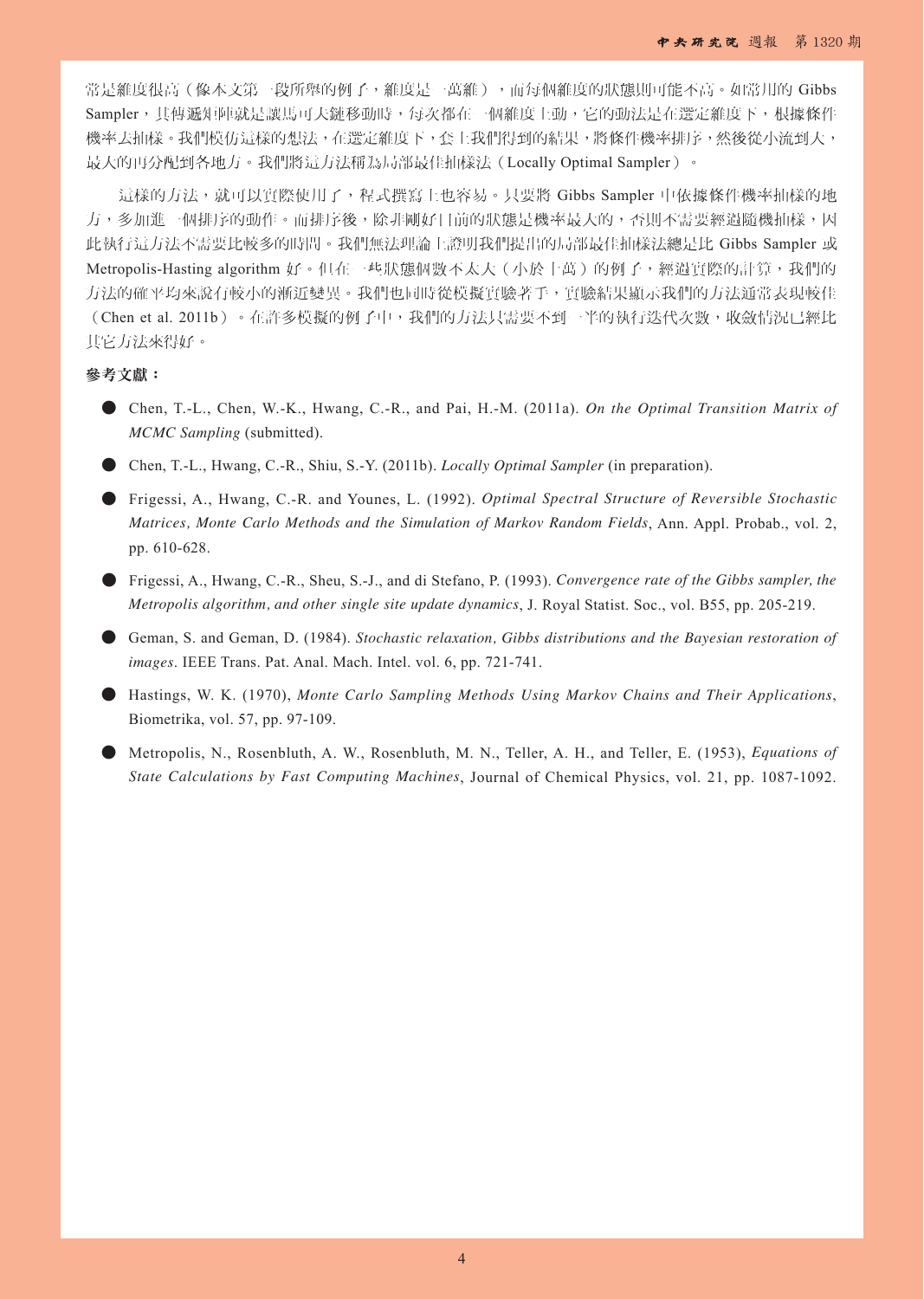常是維度很高（像本文第一段所舉的例子，維度是一萬維），而每個維度的狀態則可能不高。如常用的 Gibbs Sampler，其傳遞矩陣就是讓馬可夫鏈移動時，每次都在一個維度上動，它的動法是在選定維度下，根據條件機率去抽樣。我們模仿這樣的想法，在選定維度下，套上我們得到的結果，將條件機率排序，然後從小流到大，最大的再分配到各地方。我們將這方法稱為局部最佳抽樣法（Locally Optimal Sampler）。

這樣的方法，就可以實際使用了，程式撰寫上也容易。只要將 Gibbs Sampler 中依據條件機率抽樣的地方，多加進一個排序的動作。而排序後，除非剛好目前的狀態是機率最大的，否則不需要經過隨機抽樣，因此執行這方法不需要比較多的時間。我們無法理論上證明我們提出的局部最佳抽樣法總是比 Gibbs Sampler 或 Metropolis-Hasting algorithm 好。但在一些狀態個數不太大（小於十萬）的例子，經過實際的計算，我們的方法的確平均來說有較小的漸近變異。我們也同時從模擬實驗著手，實驗結果顯示我們的方法通常表現較佳（Chen et al. 2011b）。在許多模擬的例子中，我們的方法只需要不到一半的執行迭代次數，收斂情況已經比其它方法來得好。

**參考文獻：**

- Chen, T.-L., Chen, W.-K., Hwang, C.-R., and Pai, H.-M. (2011a). *On the Optimal Transition Matrix of MCMC Sampling* (submitted).
- Chen, T.-L., Hwang, C.-R., Shiu, S.-Y. (2011b). *Locally Optimal Sampler* (in preparation).
- Frigessi, A., Hwang, C.-R. and Younes, L. (1992). *Optimal Spectral Structure of Reversible Stochastic Matrices, Monte Carlo Methods and the Simulation of Markov Random Fields*, Ann. Appl. Probab., vol. 2, pp. 610-628.
- Frigessi, A., Hwang, C.-R., Sheu, S.-J., and di Stefano, P. (1993). *Convergence rate of the Gibbs sampler, the Metropolis algorithm, and other single site update dynamics*, J. Royal Statist. Soc., vol. B55, pp. 205-219.
- Geman, S. and Geman, D. (1984). *Stochastic relaxation, Gibbs distributions and the Bayesian restoration of images*. IEEE Trans. Pat. Anal. Mach. Intel. vol. 6, pp. 721-741.
- Hastings, W. K. (1970), *Monte Carlo Sampling Methods Using Markov Chains and Their Applications*, Biometrika, vol. 57, pp. 97-109.
- Metropolis, N., Rosenbluth, A. W., Rosenbluth, M. N., Teller, A. H., and Teller, E. (1953), *Equations of State Calculations by Fast Computing Machines*, Journal of Chemical Physics, vol. 21, pp. 1087-1092.